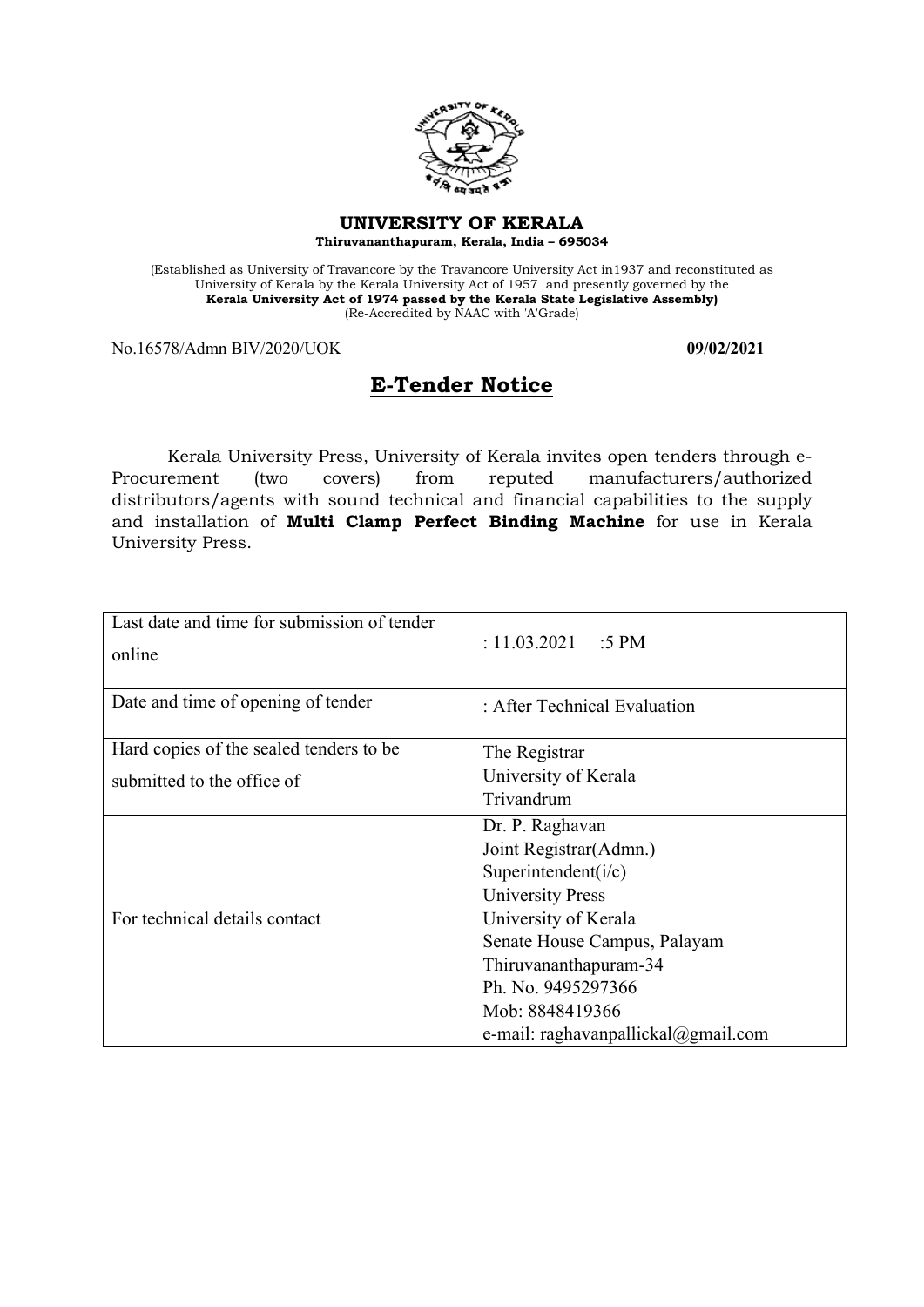**UNIVERSITY OF KERALA**
**Thiruvananthapuram, Kerala, India – 695034**

(Established as University of Travancore by the Travancore University Act in1937 and reconstituted as University of Kerala by the Kerala University Act of 1957 and presently governed by the **Kerala University Act of 1974 passed by the Kerala State Legislative Assembly)**
(Re-Accredited by NAAC with 'A'Grade)

No.16578/Admn BIV/2020/UOK **09/02/2021**

# E-Tender Notice

Kerala University Press, University of Kerala invites open tenders through e-Procurement (two covers) from reputed manufacturers/authorized distributors/agents with sound technical and financial capabilities to the supply and installation of **Multi Clamp Perfect Binding Machine** for use in Kerala University Press.

| | |
|---|---|
| Last date and time for submission of tender online | : 11.03.2021 :5 PM |
| Date and time of opening of tender | : After Technical Evaluation |
| Hard copies of the sealed tenders to be submitted to the office of | The Registrar<br>University of Kerala<br>Trivandrum |
| For technical details contact | Dr. P. Raghavan<br>Joint Registrar(Admn.)<br>Superintendent(i/c)<br>University Press<br>University of Kerala<br>Senate House Campus, Palayam<br>Thiruvananthapuram-34<br>Ph. No. 9495297366<br>Mob: 8848419366<br>e-mail: raghavanpallickal@gmail.com |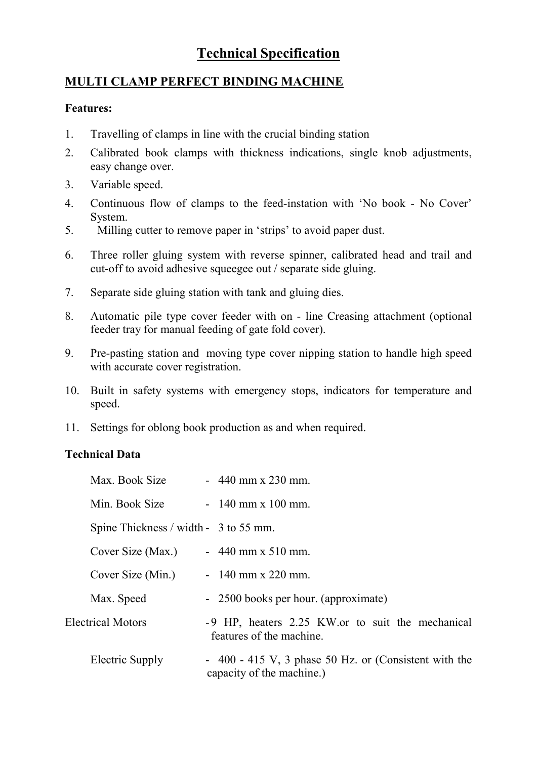# Technical Specification

## MULTI CLAMP PERFECT BINDING MACHINE

**Features:**

1. Travelling of clamps in line with the crucial binding station
2. Calibrated book clamps with thickness indications, single knob adjustments, easy change over.
3. Variable speed.
4. Continuous flow of clamps to the feed-instation with 'No book - No Cover' System.
5. Milling cutter to remove paper in 'strips' to avoid paper dust.
6. Three roller gluing system with reverse spinner, calibrated head and trail and cut-off to avoid adhesive squeegee out / separate side gluing.
7. Separate side gluing station with tank and gluing dies.
8. Automatic pile type cover feeder with on - line Creasing attachment (optional feeder tray for manual feeding of gate fold cover).
9. Pre-pasting station and moving type cover nipping station to handle high speed with accurate cover registration.
10. Built in safety systems with emergency stops, indicators for temperature and speed.
11. Settings for oblong book production as and when required.

**Technical Data**

| | |
|---|---|
| Max. Book Size | - 440 mm x 230 mm. |
| Min. Book Size | - 140 mm x 100 mm. |
| Spine Thickness / width | - 3 to 55 mm. |
| Cover Size (Max.) | - 440 mm x 510 mm. |
| Cover Size (Min.) | - 140 mm x 220 mm. |
| Max. Speed | - 2500 books per hour. (approximate) |
| Electrical Motors | - 9 HP, heaters 2.25 KW.or to suit the mechanical features of the machine. |
| Electric Supply | - 400 - 415 V, 3 phase 50 Hz. or (Consistent with the capacity of the machine.) |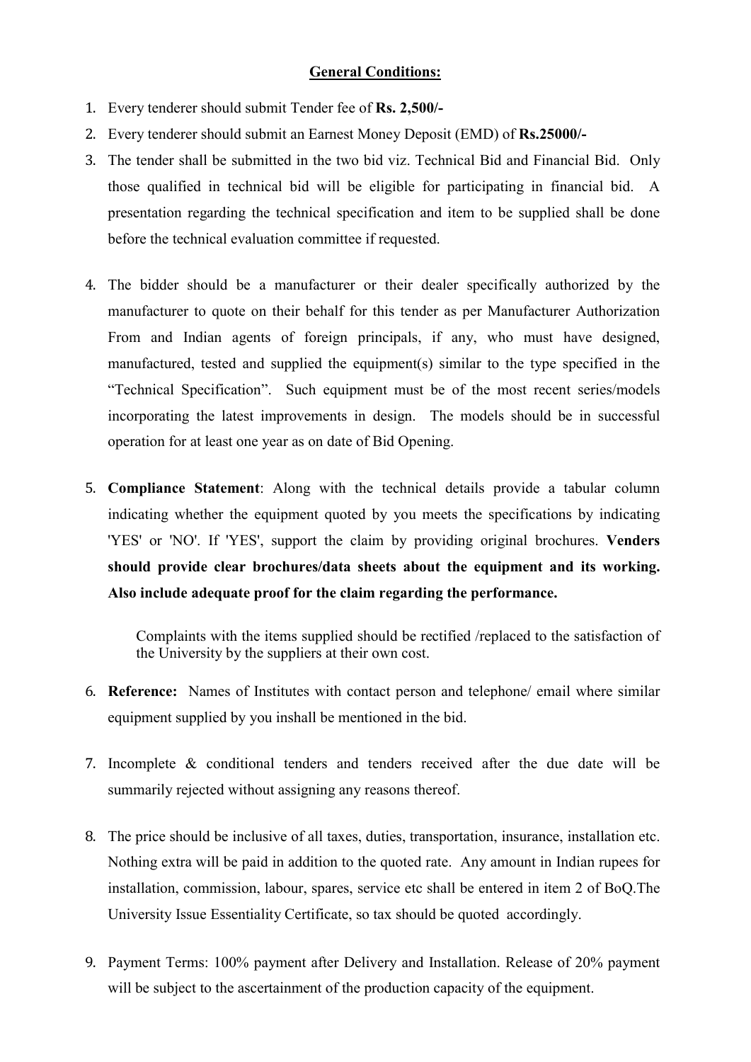**General Conditions:**

1. Every tenderer should submit Tender fee of **Rs. 2,500/-**
2. Every tenderer should submit an Earnest Money Deposit (EMD) of **Rs.25000/-**
3. The tender shall be submitted in the two bid viz. Technical Bid and Financial Bid. Only those qualified in technical bid will be eligible for participating in financial bid. A presentation regarding the technical specification and item to be supplied shall be done before the technical evaluation committee if requested.

4. The bidder should be a manufacturer or their dealer specifically authorized by the manufacturer to quote on their behalf for this tender as per Manufacturer Authorization From and Indian agents of foreign principals, if any, who must have designed, manufactured, tested and supplied the equipment(s) similar to the type specified in the "Technical Specification". Such equipment must be of the most recent series/models incorporating the latest improvements in design. The models should be in successful operation for at least one year as on date of Bid Opening.

5. **Compliance Statement**: Along with the technical details provide a tabular column indicating whether the equipment quoted by you meets the specifications by indicating 'YES' or 'NO'. If 'YES', support the claim by providing original brochures. **Venders should provide clear brochures/data sheets about the equipment and its working. Also include adequate proof for the claim regarding the performance.**

   Complaints with the items supplied should be rectified /replaced to the satisfaction of the University by the suppliers at their own cost.

6. **Reference:** Names of Institutes with contact person and telephone/ email where similar equipment supplied by you inshall be mentioned in the bid.

7. Incomplete & conditional tenders and tenders received after the due date will be summarily rejected without assigning any reasons thereof.

8. The price should be inclusive of all taxes, duties, transportation, insurance, installation etc. Nothing extra will be paid in addition to the quoted rate. Any amount in Indian rupees for installation, commission, labour, spares, service etc shall be entered in item 2 of BoQ.The University Issue Essentiality Certificate, so tax should be quoted accordingly.

9. Payment Terms: 100% payment after Delivery and Installation. Release of 20% payment will be subject to the ascertainment of the production capacity of the equipment.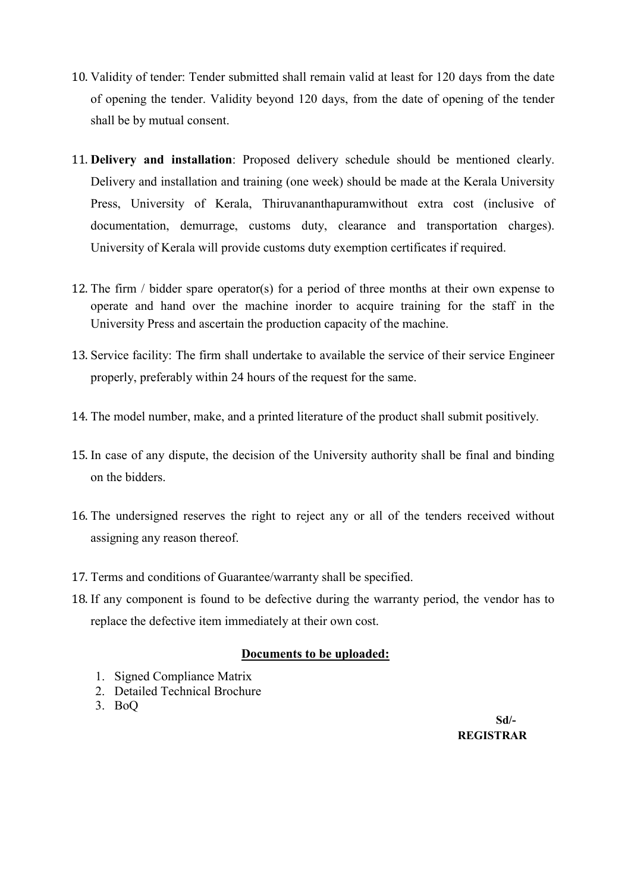10. Validity of tender: Tender submitted shall remain valid at least for 120 days from the date of opening the tender. Validity beyond 120 days, from the date of opening of the tender shall be by mutual consent.

11. **Delivery and installation**: Proposed delivery schedule should be mentioned clearly. Delivery and installation and training (one week) should be made at the Kerala University Press, University of Kerala, Thiruvananthapuramwithout extra cost (inclusive of documentation, demurrage, customs duty, clearance and transportation charges). University of Kerala will provide customs duty exemption certificates if required.

12. The firm / bidder spare operator(s) for a period of three months at their own expense to operate and hand over the machine inorder to acquire training for the staff in the University Press and ascertain the production capacity of the machine.

13. Service facility: The firm shall undertake to available the service of their service Engineer properly, preferably within 24 hours of the request for the same.

14. The model number, make, and a printed literature of the product shall submit positively.

15. In case of any dispute, the decision of the University authority shall be final and binding on the bidders.

16. The undersigned reserves the right to reject any or all of the tenders received without assigning any reason thereof.

17. Terms and conditions of Guarantee/warranty shall be specified.

18. If any component is found to be defective during the warranty period, the vendor has to replace the defective item immediately at their own cost.

**Documents to be uploaded:**

1. Signed Compliance Matrix
2. Detailed Technical Brochure
3. BoQ

**Sd/-**

**REGISTRAR**